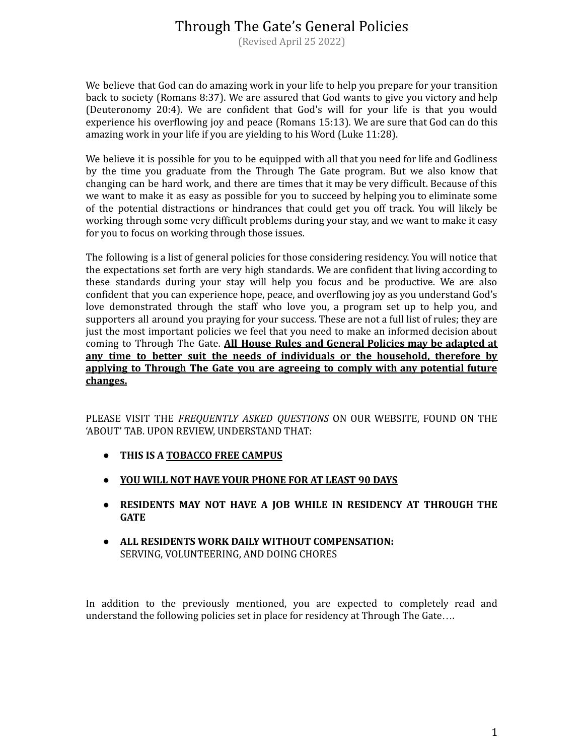# Through The Gate's General Policies

(Revised April 25 2022)

We believe that God can do amazing work in your life to help you prepare for your transition back to society (Romans 8:37). We are assured that God wants to give you victory and help (Deuteronomy 20:4). We are confident that God's will for your life is that you would experience his overflowing joy and peace (Romans 15:13). We are sure that God can do this amazing work in your life if you are yielding to his Word (Luke 11:28).

We believe it is possible for you to be equipped with all that you need for life and Godliness by the time you graduate from the Through The Gate program. But we also know that changing can be hard work, and there are times that it may be very difficult. Because of this we want to make it as easy as possible for you to succeed by helping you to eliminate some of the potential distractions or hindrances that could get you off track. You will likely be working through some very difficult problems during your stay, and we want to make it easy for you to focus on working through those issues.

The following is a list of general policies for those considering residency. You will notice that the expectations set forth are very high standards. We are confident that living according to these standards during your stay will help you focus and be productive. We are also confident that you can experience hope, peace, and overflowing joy as you understand God's love demonstrated through the staff who love you, a program set up to help you, and supporters all around you praying for your success. These are not a full list of rules; they are just the most important policies we feel that you need to make an informed decision about coming to Through The Gate. <u>**All House Rules and General Policies may be adapted at any time to better suit the needs of individuals or the household, therefore by applying to Through The Gate you are agreeing to comply with any potential future changes.**</u>

PLEASE VISIT THE *FREQUENTLY ASKED QUESTIONS* ON OUR WEBSITE, FOUND ON THE 'ABOUT' TAB. UPON REVIEW, UNDERSTAND THAT:

- **THIS IS A <u>TOBACCO FREE CAMPUS</u>**
- <u>**YOU WILL NOT HAVE YOUR PHONE FOR AT LEAST 90 DAYS**</u>
- **RESIDENTS MAY NOT HAVE A JOB WHILE IN RESIDENCY AT THROUGH THE GATE**
- **ALL RESIDENTS WORK DAILY WITHOUT COMPENSATION:**
  SERVING, VOLUNTEERING, AND DOING CHORES

In addition to the previously mentioned, you are expected to completely read and understand the following policies set in place for residency at Through The Gate….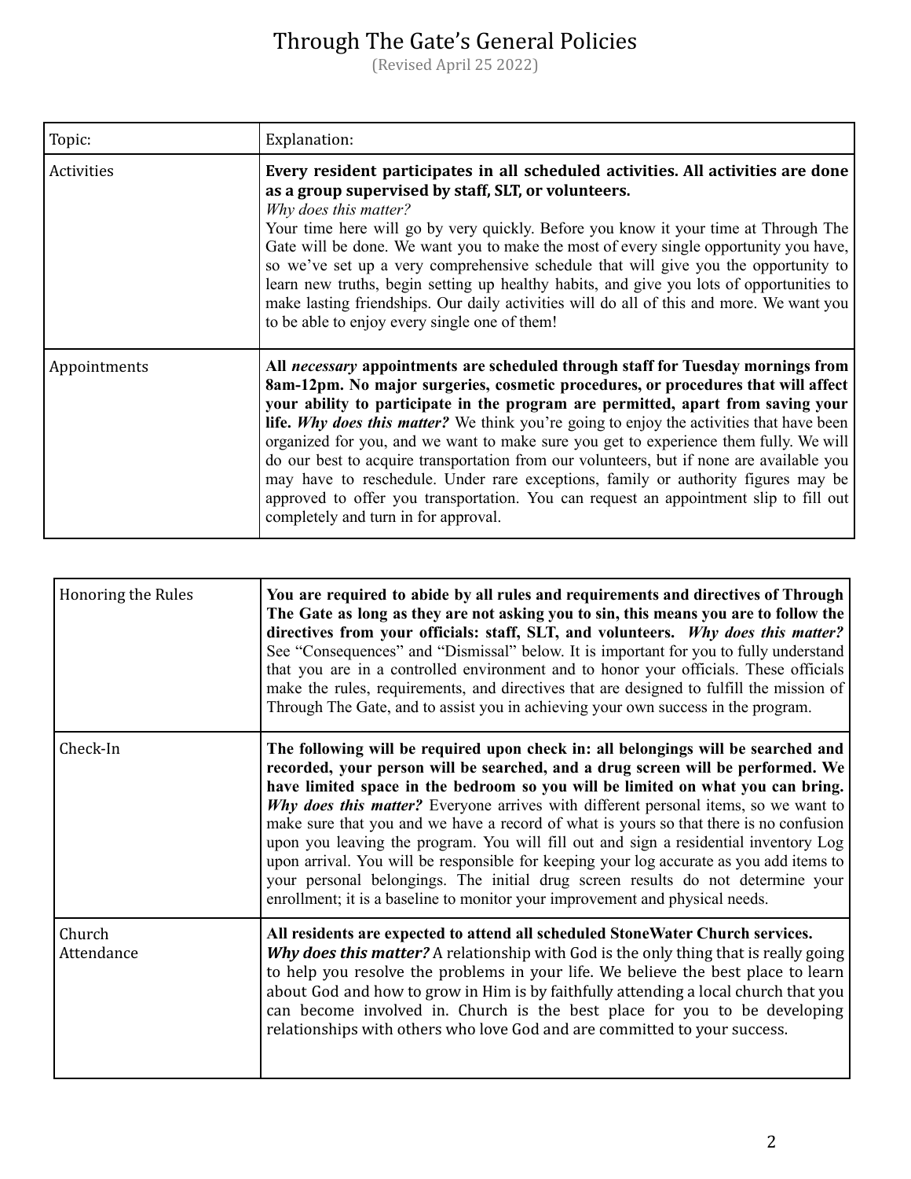# Through The Gate's General Policies

(Revised April 25 2022)

| Topic: | Explanation: |
|---|---|
| Activities | **Every resident participates in all scheduled activities. All activities are done as a group supervised by staff, SLT, or volunteers.** *Why does this matter?* Your time here will go by very quickly. Before you know it your time at Through The Gate will be done. We want you to make the most of every single opportunity you have, so we've set up a very comprehensive schedule that will give you the opportunity to learn new truths, begin setting up healthy habits, and give you lots of opportunities to make lasting friendships. Our daily activities will do all of this and more. We want you to be able to enjoy every single one of them! |
| Appointments | **All *necessary* appointments are scheduled through staff for Tuesday mornings from 8am-12pm. No major surgeries, cosmetic procedures, or procedures that will affect your ability to participate in the program are permitted, apart from saving your life.** ***Why does this matter?*** We think you're going to enjoy the activities that have been organized for you, and we want to make sure you get to experience them fully. We will do our best to acquire transportation from our volunteers, but if none are available you may have to reschedule. Under rare exceptions, family or authority figures may be approved to offer you transportation. You can request an appointment slip to fill out completely and turn in for approval. |

| | |
|---|---|
| Honoring the Rules | **You are required to abide by all rules and requirements and directives of Through The Gate as long as they are not asking you to sin, this means you are to follow the directives from your officials: staff, SLT, and volunteers.** ***Why does this matter?*** See "Consequences" and "Dismissal" below. It is important for you to fully understand that you are in a controlled environment and to honor your officials. These officials make the rules, requirements, and directives that are designed to fulfill the mission of Through The Gate, and to assist you in achieving your own success in the program. |
| Check-In | **The following will be required upon check in: all belongings will be searched and recorded, your person will be searched, and a drug screen will be performed. We have limited space in the bedroom so you will be limited on what you can bring.** ***Why does this matter?*** Everyone arrives with different personal items, so we want to make sure that you and we have a record of what is yours so that there is no confusion upon you leaving the program. You will fill out and sign a residential inventory Log upon arrival. You will be responsible for keeping your log accurate as you add items to your personal belongings. The initial drug screen results do not determine your enrollment; it is a baseline to monitor your improvement and physical needs. |
| Church Attendance | **All residents are expected to attend all scheduled StoneWater Church services.** ***Why does this matter?*** A relationship with God is the only thing that is really going to help you resolve the problems in your life. We believe the best place to learn about God and how to grow in Him is by faithfully attending a local church that you can become involved in. Church is the best place for you to be developing relationships with others who love God and are committed to your success. |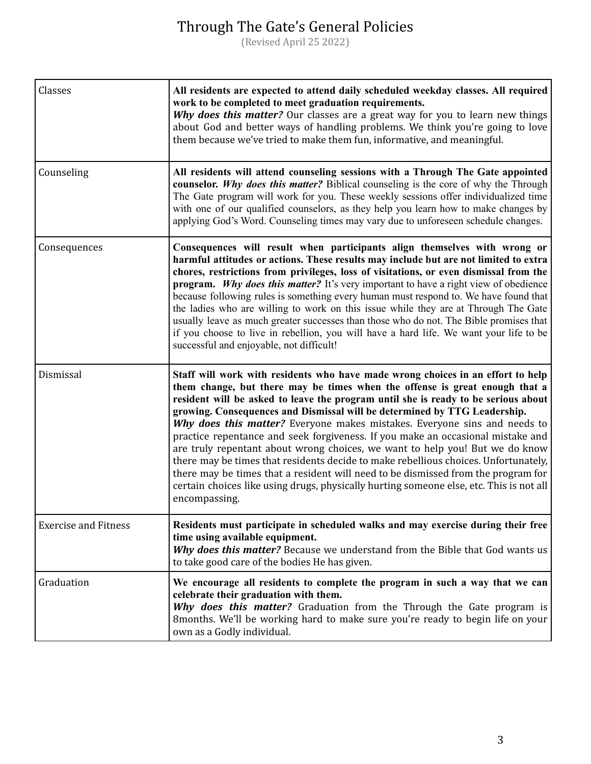# Through The Gate's General Policies

(Revised April 25 2022)

| | |
|---|---|
| Classes | **All residents are expected to attend daily scheduled weekday classes. All required work to be completed to meet graduation requirements.** ***Why does this matter?*** Our classes are a great way for you to learn new things about God and better ways of handling problems. We think you're going to love them because we've tried to make them fun, informative, and meaningful. |
| Counseling | **All residents will attend counseling sessions with a Through The Gate appointed counselor.** ***Why does this matter?*** Biblical counseling is the core of why the Through The Gate program will work for you. These weekly sessions offer individualized time with one of our qualified counselors, as they help you learn how to make changes by applying God's Word. Counseling times may vary due to unforeseen schedule changes. |
| Consequences | **Consequences will result when participants align themselves with wrong or harmful attitudes or actions. These results may include but are not limited to extra chores, restrictions from privileges, loss of visitations, or even dismissal from the program.** ***Why does this matter?*** It's very important to have a right view of obedience because following rules is something every human must respond to. We have found that the ladies who are willing to work on this issue while they are at Through The Gate usually leave as much greater successes than those who do not. The Bible promises that if you choose to live in rebellion, you will have a hard life. We want your life to be successful and enjoyable, not difficult! |
| Dismissal | **Staff will work with residents who have made wrong choices in an effort to help them change, but there may be times when the offense is great enough that a resident will be asked to leave the program until she is ready to be serious about growing. Consequences and Dismissal will be determined by TTG Leadership.** ***Why does this matter?*** Everyone makes mistakes. Everyone sins and needs to practice repentance and seek forgiveness. If you make an occasional mistake and are truly repentant about wrong choices, we want to help you! But we do know there may be times that residents decide to make rebellious choices. Unfortunately, there may be times that a resident will need to be dismissed from the program for certain choices like using drugs, physically hurting someone else, etc. This is not all encompassing. |
| Exercise and Fitness | **Residents must participate in scheduled walks and may exercise during their free time using available equipment.** ***Why does this matter?*** Because we understand from the Bible that God wants us to take good care of the bodies He has given. |
| Graduation | **We encourage all residents to complete the program in such a way that we can celebrate their graduation with them.** ***Why does this matter?*** Graduation from the Through the Gate program is 8months. We'll be working hard to make sure you're ready to begin life on your own as a Godly individual. |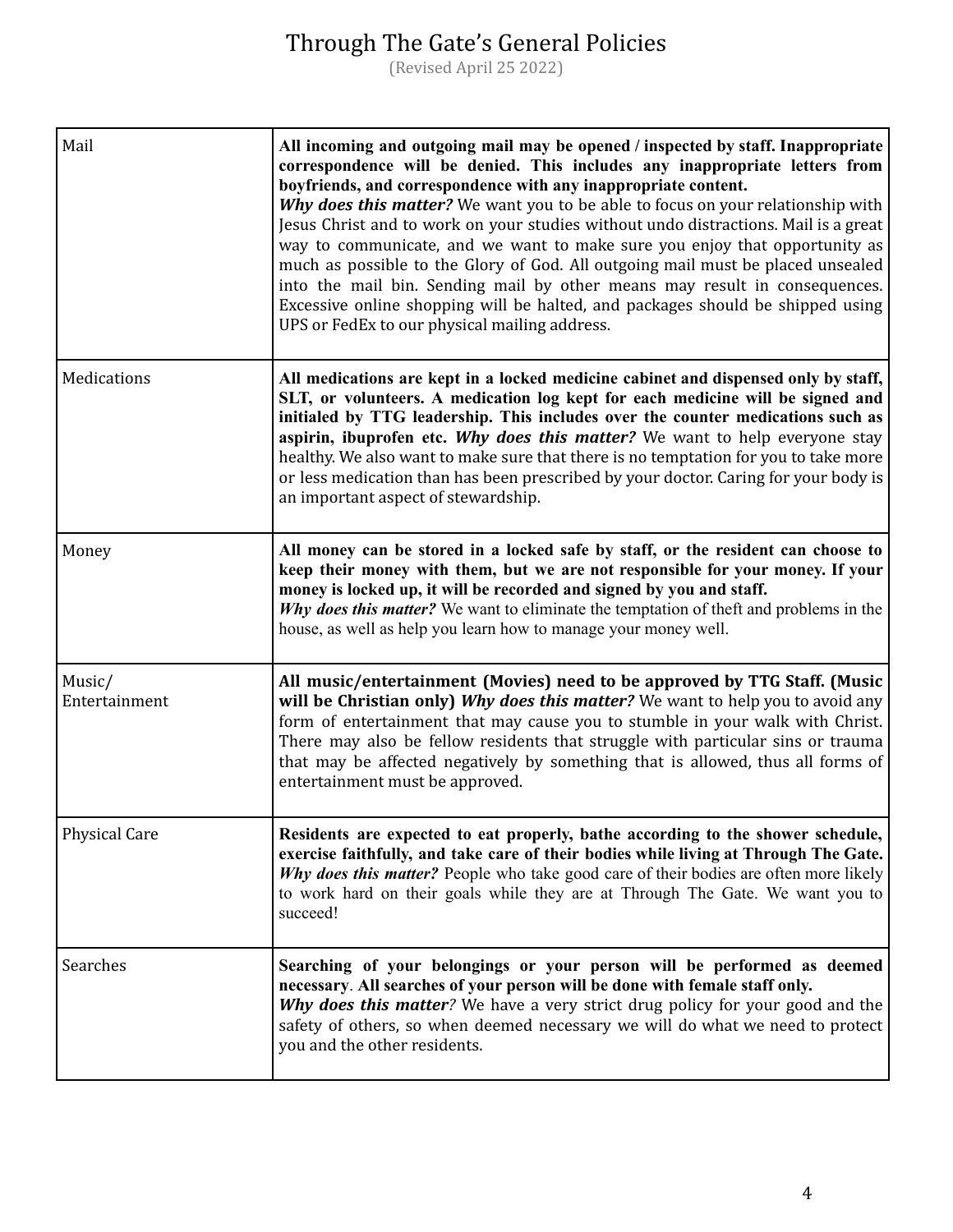# Through The Gate's General Policies

(Revised April 25 2022)

| | |
|---|---|
| Mail | **All incoming and outgoing mail may be opened / inspected by staff. Inappropriate correspondence will be denied. This includes any inappropriate letters from boyfriends, and correspondence with any inappropriate content.** ***Why does this matter?*** We want you to be able to focus on your relationship with Jesus Christ and to work on your studies without undo distractions. Mail is a great way to communicate, and we want to make sure you enjoy that opportunity as much as possible to the Glory of God. All outgoing mail must be placed unsealed into the mail bin. Sending mail by other means may result in consequences. Excessive online shopping will be halted, and packages should be shipped using UPS or FedEx to our physical mailing address. |
| Medications | **All medications are kept in a locked medicine cabinet and dispensed only by staff, SLT, or volunteers. A medication log kept for each medicine will be signed and initialed by TTG leadership. This includes over the counter medications such as aspirin, ibuprofen etc.** ***Why does this matter?*** We want to help everyone stay healthy. We also want to make sure that there is no temptation for you to take more or less medication than has been prescribed by your doctor. Caring for your body is an important aspect of stewardship. |
| Money | **All money can be stored in a locked safe by staff, or the resident can choose to keep their money with them, but we are not responsible for your money. If your money is locked up, it will be recorded and signed by you and staff.** ***Why does this matter?*** We want to eliminate the temptation of theft and problems in the house, as well as help you learn how to manage your money well. |
| Music/ Entertainment | **All music/entertainment (Movies) need to be approved by TTG Staff. (Music will be Christian only)** ***Why does this matter?*** We want to help you to avoid any form of entertainment that may cause you to stumble in your walk with Christ. There may also be fellow residents that struggle with particular sins or trauma that may be affected negatively by something that is allowed, thus all forms of entertainment must be approved. |
| Physical Care | **Residents are expected to eat properly, bathe according to the shower schedule, exercise faithfully, and take care of their bodies while living at Through The Gate.** ***Why does this matter?*** People who take good care of their bodies are often more likely to work hard on their goals while they are at Through The Gate. We want you to succeed! |
| Searches | **Searching of your belongings or your person will be performed as deemed necessary. All searches of your person will be done with female staff only.** ***Why does this matter?*** We have a very strict drug policy for your good and the safety of others, so when deemed necessary we will do what we need to protect you and the other residents. |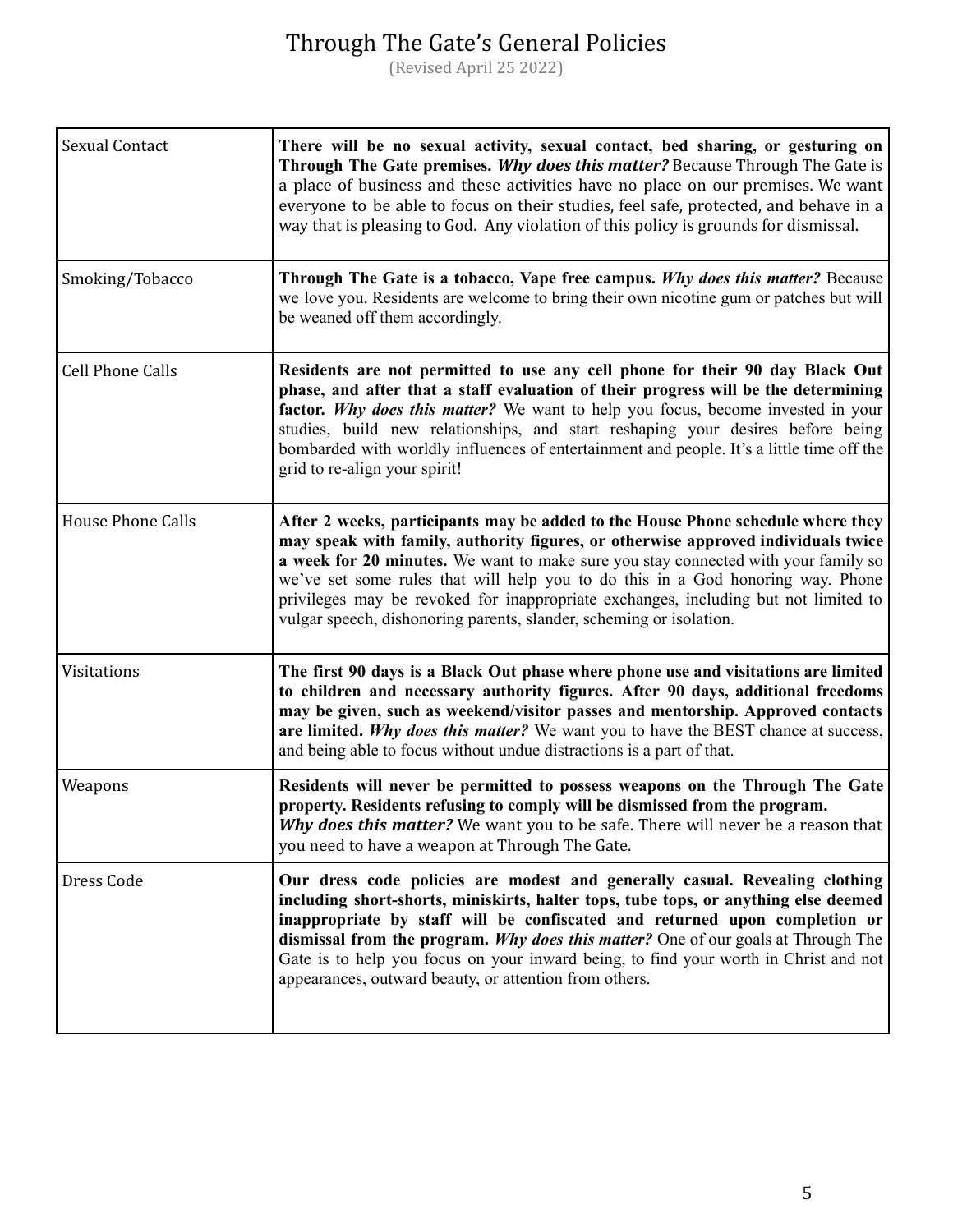# Through The Gate's General Policies

(Revised April 25 2022)

| | |
|---|---|
| Sexual Contact | **There will be no sexual activity, sexual contact, bed sharing, or gesturing on Through The Gate premises.** ***Why does this matter?*** Because Through The Gate is a place of business and these activities have no place on our premises. We want everyone to be able to focus on their studies, feel safe, protected, and behave in a way that is pleasing to God. Any violation of this policy is grounds for dismissal. |
| Smoking/Tobacco | **Through The Gate is a tobacco, Vape free campus.** ***Why does this matter?*** Because we love you. Residents are welcome to bring their own nicotine gum or patches but will be weaned off them accordingly. |
| Cell Phone Calls | **Residents are not permitted to use any cell phone for their 90 day Black Out phase, and after that a staff evaluation of their progress will be the determining factor.** ***Why does this matter?*** We want to help you focus, become invested in your studies, build new relationships, and start reshaping your desires before being bombarded with worldly influences of entertainment and people. It's a little time off the grid to re-align your spirit! |
| House Phone Calls | **After 2 weeks, participants may be added to the House Phone schedule where they may speak with family, authority figures, or otherwise approved individuals twice a week for 20 minutes.** We want to make sure you stay connected with your family so we've set some rules that will help you to do this in a God honoring way. Phone privileges may be revoked for inappropriate exchanges, including but not limited to vulgar speech, dishonoring parents, slander, scheming or isolation. |
| Visitations | **The first 90 days is a Black Out phase where phone use and visitations are limited to children and necessary authority figures. After 90 days, additional freedoms may be given, such as weekend/visitor passes and mentorship. Approved contacts are limited.** ***Why does this matter?*** We want you to have the BEST chance at success, and being able to focus without undue distractions is a part of that. |
| Weapons | **Residents will never be permitted to possess weapons on the Through The Gate property. Residents refusing to comply will be dismissed from the program.** ***Why does this matter?*** We want you to be safe. There will never be a reason that you need to have a weapon at Through The Gate. |
| Dress Code | **Our dress code policies are modest and generally casual. Revealing clothing including short-shorts, miniskirts, halter tops, tube tops, or anything else deemed inappropriate by staff will be confiscated and returned upon completion or dismissal from the program.** ***Why does this matter?*** One of our goals at Through The Gate is to help you focus on your inward being, to find your worth in Christ and not appearances, outward beauty, or attention from others. |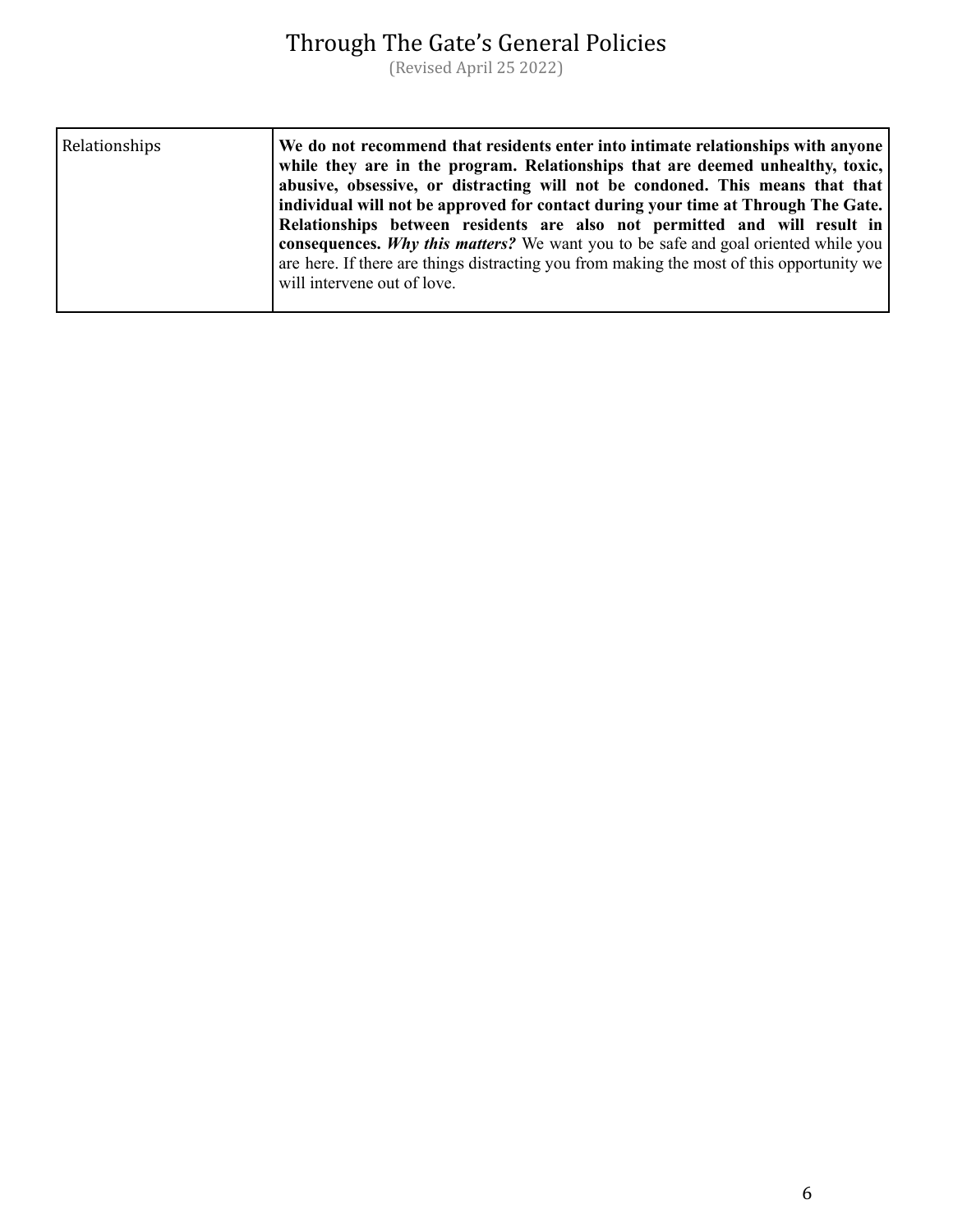| | |
|---|---|
| Relationships | **We do not recommend that residents enter into intimate relationships with anyone while they are in the program. Relationships that are deemed unhealthy, toxic, abusive, obsessive, or distracting will not be condoned. This means that that individual will not be approved for contact during your time at Through The Gate. Relationships between residents are also not permitted and will result in consequences.** ***Why this matters?*** We want you to be safe and goal oriented while you are here. If there are things distracting you from making the most of this opportunity we will intervene out of love. |